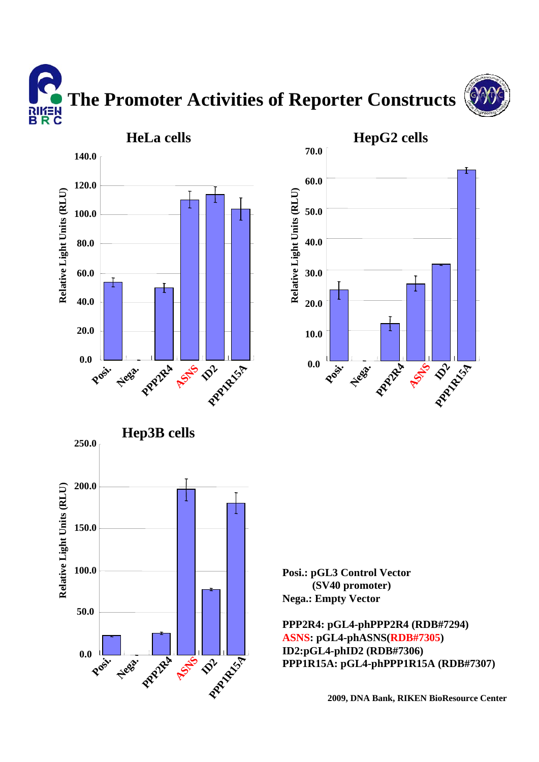# The Promoter Activities of Reporter Constructs

### HeLa cells

Relative Light Units (RLU)

0.0, 20.0, 40.0, 60.0, 80.0, 100.0, 120.0, 140.0

Posi. Nega. PPP2R4 ASNS ID2 PPP1R15A

### HepG2 cells

Relative Light Units (RLU)

0.0, 10.0, 20.0, 30.0, 40.0, 50.0, 60.0, 70.0

Posi. Nega. PPP2R4 ASNS ID2 PPP1R15A

### Hep3B cells

Relative Light Units (RLU)

0.0, 50.0, 100.0, 150.0, 200.0, 250.0

Posi. Nega. PPP2R4 ASNS ID2 PPP1R15A

**Posi.: pGL3 Control Vector (SV40 promoter)**
**Nega.: Empty Vector**

**PPP2R4: pGL4-phPPP2R4 (RDB#7294)**
**ASNS: pGL4-phASNS(RDB#7305)**
**ID2:pGL4-phID2 (RDB#7306)**
**PPP1R15A: pGL4-phPPP1R15A (RDB#7307)**

**2009, DNA Bank, RIKEN BioResource Center**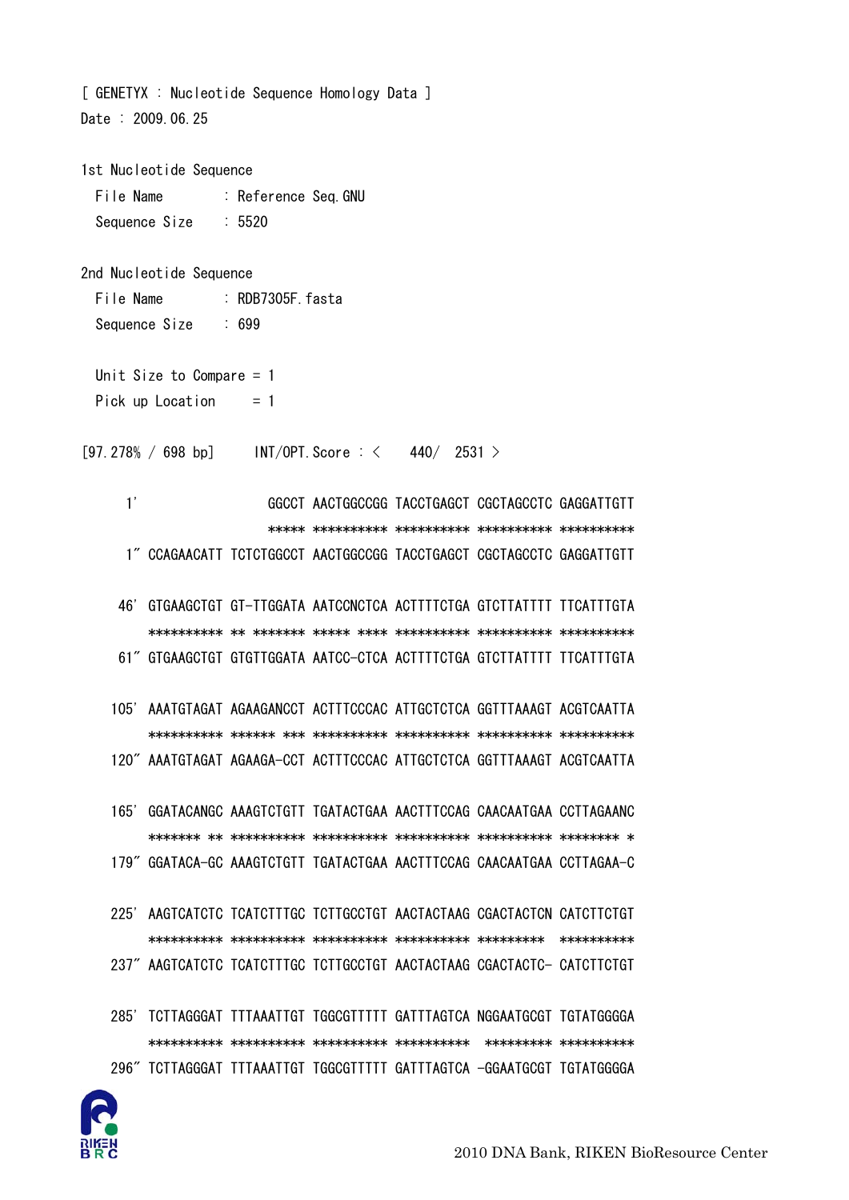[ GENETYX : Nucleotide Sequence Homology Data ]

Date : 2009.06.25

1st Nucleotide Sequence

File Name : Reference Seq.GNU

Sequence Size : 5520

2nd Nucleotide Sequence

File Name : RDB7305F.fasta

Sequence Size : 699

Unit Size to Compare = 1

Pick up Location = 1

[97.278% / 698 bp]    INT/OPT.Score : <  440/ 2531 >

```
     1'                GGCCT AACTGGCCGG TACCTGAGCT CGCTAGCCTC GAGGATTGTT
                       ***** ********** ********** ********** **********
     1" CCAGAACATT TCTCTGGCCT AACTGGCCGG TACCTGAGCT CGCTAGCCTC GAGGATTGTT

    46' GTGAAGCTGT GT-TTGGATA AATCCNCTCA ACTTTTCTGA GTCTTATTTT TTCATTTGTA
        ********** ** ******* ***** **** ********** ********** **********
    61" GTGAAGCTGT GTGTTGGATA AATCC-CTCA ACTTTTCTGA GTCTTATTTT TTCATTTGTA

   105' AAATGTAGAT AGAAGANCCT ACTTTCCCAC ATTGCTCTCA GGTTTAAAGT ACGTCAATTA
        ********** ****** *** ********** ********** ********** **********
   120" AAATGTAGAT AGAAGA-CCT ACTTTCCCAC ATTGCTCTCA GGTTTAAAGT ACGTCAATTA

   165' GGATACANGC AAAGTCTGTT TGATACTGAA AACTTTCCAG CAACAATGAA CCTTAGAANC
        ******* ** ********** ********** ********** ********** ******** *
   179" GGATACA-GC AAAGTCTGTT TGATACTGAA AACTTTCCAG CAACAATGAA CCTTAGAA-C

   225' AAGTCATCTC TCATCTTTGC TCTTGCCTGT AACTACTAAG CGACTACTCN CATCTTCTGT
        ********** ********** ********** ********** *********  **********
   237" AAGTCATCTC TCATCTTTGC TCTTGCCTGT AACTACTAAG CGACTACTC- CATCTTCTGT

   285' TCTTAGGGAT TTTAAATTGT TGGCGTTTTT GATTTAGTCA NGGAATGCGT TGTATGGGGA
        ********** ********** ********** **********  ********* **********
   296" TCTTAGGGAT TTTAAATTGT TGGCGTTTTT GATTTAGTCA -GGAATGCGT TGTATGGGGA
```

2010 DNA Bank, RIKEN BioResource Center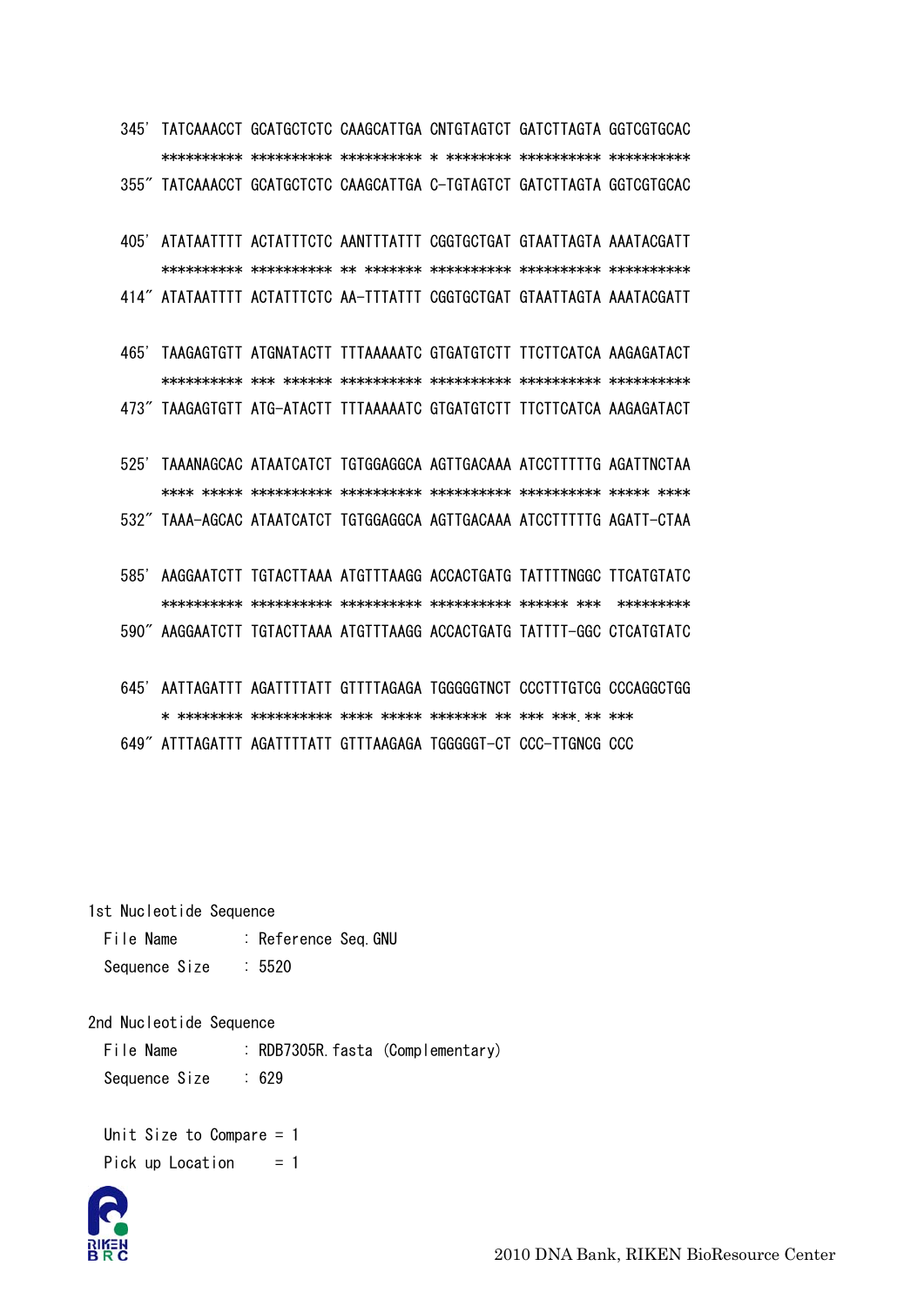```
345' TATCAAACCT GCATGCTCTC CAAGCATTGA CNTGTAGTCT GATCTTAGTA GGTCGTGCAC
     ********** ********** ********** * ******** ********** **********
355" TATCAAACCT GCATGCTCTC CAAGCATTGA C-TGTAGTCT GATCTTAGTA GGTCGTGCAC

405' ATATAATTTT ACTATTTCTC AANTTTATTT CGGTGCTGAT GTAATTAGTA AAATACGATT
     ********** ********** ** ******* ********** ********** **********
414" ATATAATTTT ACTATTTCTC AA-TTTATTT CGGTGCTGAT GTAATTAGTA AAATACGATT

465' TAAGAGTGTT ATGNATACTT TTTAAAAATC GTGATGTCTT TTCTTCATCA AAGAGATACT
     ********** *** ****** ********** ********** ********** **********
473" TAAGAGTGTT ATG-ATACTT TTTAAAAATC GTGATGTCTT TTCTTCATCA AAGAGATACT

525' TAAANAGCAC ATAATCATCT TGTGGAGGCA AGTTGACAAA ATCCTTTTTG AGATTNCTAA
     **** ***** ********** ********** ********** ********** ***** ****
532" TAAA-AGCAC ATAATCATCT TGTGGAGGCA AGTTGACAAA ATCCTTTTTG AGATT-CTAA

585' AAGGAATCTT TGTACTTAAA ATGTTTAAGG ACCACTGATG TATTTTNGGC TTCATGTATC
     ********** ********** ********** ********** ****** ***  *********
590" AAGGAATCTT TGTACTTAAA ATGTTTAAGG ACCACTGATG TATTTT-GGC CTCATGTATC

645' AATTAGATTT AGATTTTATT GTTTTAGAGA TGGGGGTNCT CCCTTTGTCG CCCAGGCTGG
     * ******** ********** **** ***** ******* ** *** ***.** ***
649" ATTTAGATTT AGATTTTATT GTTTAAGAGA TGGGGGT-CT CCC-TTGNCG CCC
```

1st Nucleotide Sequence
  File Name : Reference Seq.GNU
  Sequence Size : 5520

2nd Nucleotide Sequence
  File Name : RDB7305R.fasta (Complementary)
  Sequence Size : 629

  Unit Size to Compare = 1
  Pick up Location = 1

2010 DNA Bank, RIKEN BioResource Center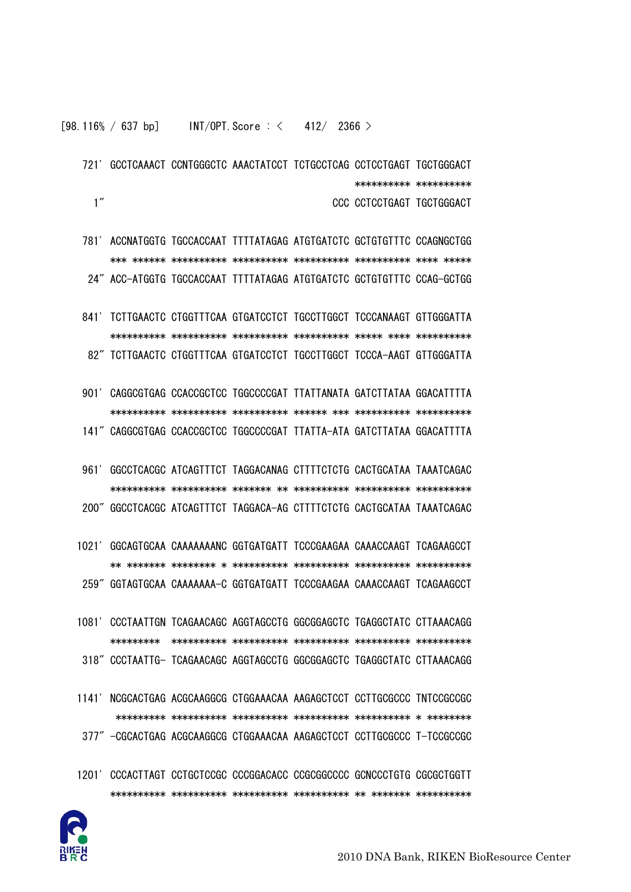```
[98.116% / 637 bp]     INT/OPT.Score : <    412/  2366 >

  721' GCCTCAAACT CCNTGGGCTC AAACTATCCT TCTGCCTCAG CCTCCTGAGT TGCTGGGACT
                                                  ********** **********
    1"                                        CCC CCTCCTGAGT TGCTGGGACT

  781' ACCNATGGTG TGCCACCAAT TTTTATAGAG ATGTGATCTC GCTGTGTTTC CCAGNGCTGG
       *** ****** ********** ********** ********** ********** **** *****
   24" ACC-ATGGTG TGCCACCAAT TTTTATAGAG ATGTGATCTC GCTGTGTTTC CCAG-GCTGG

  841' TCTTGAACTC CTGGTTTCAA GTGATCCTCT TGCCTTGGCT TCCCANAAGT GTTGGGATTA
       ********** ********** ********** ********** ***** **** **********
   82" TCTTGAACTC CTGGTTTCAA GTGATCCTCT TGCCTTGGCT TCCCA-AAGT GTTGGGATTA

  901' CAGGCGTGAG CCACCGCTCC TGGCCCCGAT TTATTANATA GATCTTATAA GGACATTTTA
       ********** ********** ********** ****** *** ********** **********
  141" CAGGCGTGAG CCACCGCTCC TGGCCCCGAT TTATTA-ATA GATCTTATAA GGACATTTTA

  961' GGCCTCACGC ATCAGTTTCT TAGGACANAG CTTTTCTCTG CACTGCATAA TAAATCAGAC
       ********** ********** ******* ** ********** ********** **********
  200" GGCCTCACGC ATCAGTTTCT TAGGACA-AG CTTTTCTCTG CACTGCATAA TAAATCAGAC

 1021' GGCAGTGCAA CAAAAAAANC GGTGATGATT TCCCGAAGAA CAAACCAAGT TCAGAAGCCT
       ** ******* ******** * ********** ********** ********** **********
  259" GGTAGTGCAA CAAAAAAA-C GGTGATGATT TCCCGAAGAA CAAACCAAGT TCAGAAGCCT

 1081' CCCTAATTGN TCAGAACAGC AGGTAGCCTG GGCGGAGCTC TGAGGCTATC CTTAAACAGG
       *********  ********** ********** ********** ********** **********
  318" CCCTAATTG- TCAGAACAGC AGGTAGCCTG GGCGGAGCTC TGAGGCTATC CTTAAACAGG

 1141' NCGCACTGAG ACGCAAGGCG CTGGAAACAA AAGAGCTCCT CCTTGCGCCC TNTCCGCCGC
        ********* ********** ********** ********** ********** * ********
  377" -CGCACTGAG ACGCAAGGCG CTGGAAACAA AAGAGCTCCT CCTTGCGCCC T-TCCGCCGC

 1201' CCCACTTAGT CCTGCTCCGC CCCGGACACC CCGCGGCCCC GCNCCCTGTG CGCGCTGGTT
       ********** ********** ********** ********** ** ******* **********
```

2010 DNA Bank, RIKEN BioResource Center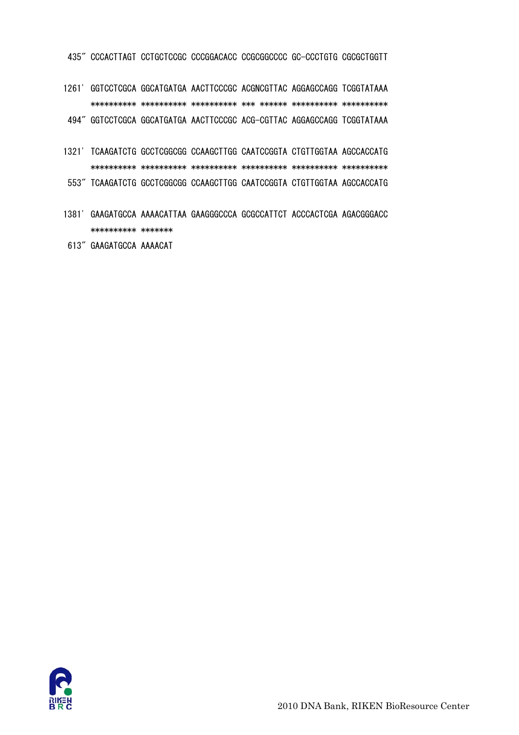```
 435" CCCACTTAGT CCTGCTCCGC CCCGGACACC CCGCGGCCCC GC-CCCTGTG CGCGCTGGTT

1261' GGTCCTCGCA GGCATGATGA AACTTCCCGC ACGNCGTTAC AGGAGCCAGG TCGGTATAAA
      ********** ********** ********** *** ****** ********** **********
 494" GGTCCTCGCA GGCATGATGA AACTTCCCGC ACG-CGTTAC AGGAGCCAGG TCGGTATAAA

1321' TCAAGATCTG GCCTCGGCGG CCAAGCTTGG CAATCCGGTA CTGTTGGTAA AGCCACCATG
      ********** ********** ********** ********** ********** **********
 553" TCAAGATCTG GCCTCGGCGG CCAAGCTTGG CAATCCGGTA CTGTTGGTAA AGCCACCATG

1381' GAAGATGCCA AAAACATTAA GAAGGGCCCA GCGCCATTCT ACCCACTCGA AGACGGGACC
      ********** *******
 613" GAAGATGCCA AAAACAT
```

2010 DNA Bank, RIKEN BioResource Center